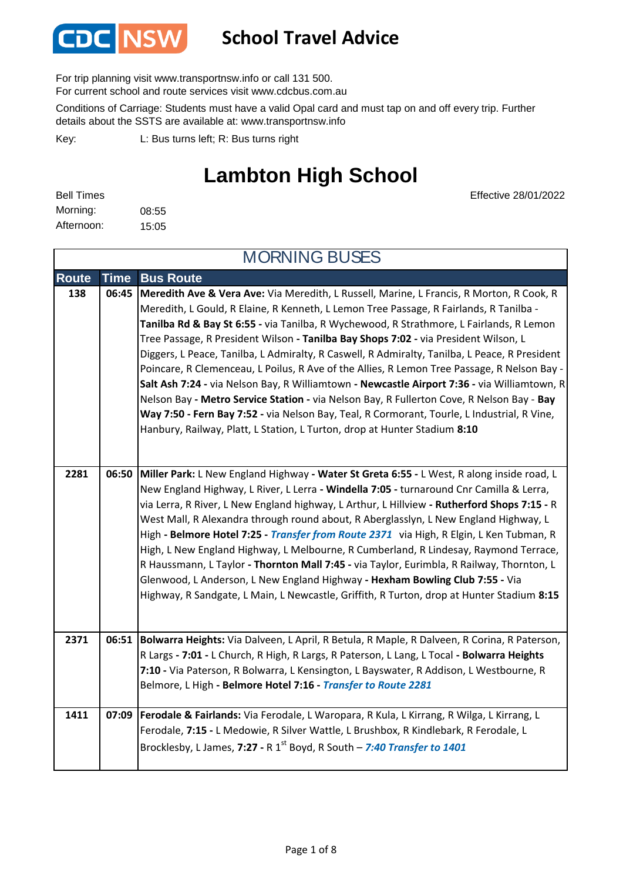# School Travel Advice

For trip planning visit www.transportnsw.info or call 131 500.
For current school and route services visit www.cdcbus.com.au

Conditions of Carriage: Students must have a valid Opal card and must tap on and off every trip. Further details about the SSTS are available at: www.transportnsw.info

Key: L: Bus turns left; R: Bus turns right

# Lambton High School

Effective 28/01/2022

Bell Times
Morning: 08:55
Afternoon: 15:05

## MORNING BUSES

| Route | Time | Bus Route |
|---|---|---|
| 138 | 06:45 | **Meredith Ave & Vera Ave:** Via Meredith, L Russell, Marine, L Francis, R Morton, R Cook, R Meredith, L Gould, R Elaine, R Kenneth, L Lemon Tree Passage, R Fairlands, R Tanilba - **Tanilba Rd & Bay St 6:55 -** via Tanilba, R Wychewood, R Strathmore, L Fairlands, R Lemon Tree Passage, R President Wilson **- Tanilba Bay Shops 7:02 -** via President Wilson, L Diggers, L Peace, Tanilba, L Admiralty, R Caswell, R Admiralty, Tanilba, L Peace, R President Poincare, R Clemenceau, L Poilus, R Ave of the Allies, R Lemon Tree Passage, R Nelson Bay - **Salt Ash 7:24 -** via Nelson Bay, R Williamtown **- Newcastle Airport 7:36 -** via Williamtown, R Nelson Bay **- Metro Service Station -** via Nelson Bay, R Fullerton Cove, R Nelson Bay - **Bay Way 7:50 - Fern Bay 7:52 -** via Nelson Bay, Teal, R Cormorant, Tourle, L Industrial, R Vine, Hanbury, Railway, Platt, L Station, L Turton, drop at Hunter Stadium **8:10** |
| 2281 | 06:50 | **Miller Park:** L New England Highway **- Water St Greta 6:55 -** L West, R along inside road, L New England Highway, L River, L Lerra **- Windella 7:05 -** turnaround Cnr Camilla & Lerra, via Lerra, R River, L New England highway, L Arthur, L Hillview **- Rutherford Shops 7:15 -** R West Mall, R Alexandra through round about, R Aberglasslyn, L New England Highway, L High **- Belmore Hotel 7:25 -** ***Transfer from Route 2371*** via High, R Elgin, L Ken Tubman, R High, L New England Highway, L Melbourne, R Cumberland, R Lindesay, Raymond Terrace, R Haussmann, L Taylor **- Thornton Mall 7:45 -** via Taylor, Eurimbla, R Railway, Thornton, L Glenwood, L Anderson, L New England Highway **- Hexham Bowling Club 7:55 -** Via Highway, R Sandgate, L Main, L Newcastle, Griffith, R Turton, drop at Hunter Stadium **8:15** |
| 2371 | 06:51 | **Bolwarra Heights:** Via Dalveen, L April, R Betula, R Maple, R Dalveen, R Corina, R Paterson, R Largs **- 7:01 -** L Church, R High, R Largs, R Paterson, L Lang, L Tocal **- Bolwarra Heights 7:10 -** Via Paterson, R Bolwarra, L Kensington, L Bayswater, R Addison, L Westbourne, R Belmore, L High **- Belmore Hotel 7:16 -** ***Transfer to Route 2281*** |
| 1411 | 07:09 | **Ferodale & Fairlands:** Via Ferodale, L Waropara, R Kula, L Kirrang, R Wilga, L Kirrang, L Ferodale, **7:15 -** L Medowie, R Silver Wattle, L Brushbox, R Kindlebark, R Ferodale, L Brocklesby, L James, **7:27 -** R 1st Boyd, R South – ***7:40 Transfer to 1401*** |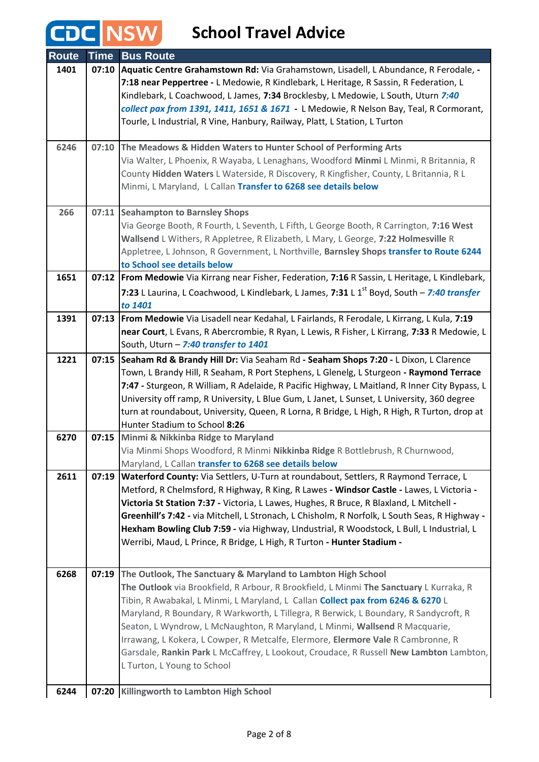# CDC NSW School Travel Advice

| Route | Time | Bus Route |
|---|---|---|
| 1401 | 07:10 | **Aquatic Centre Grahamstown Rd:** Via Grahamstown, Lisadell, L Abundance, R Ferodale, - **7:18 near Peppertree -** L Medowie, R Kindlebark, L Heritage, R Sassin, R Federation, L Kindlebark, L Coachwood, L James, **7:34** Brocklesby, L Medowie, L South, Uturn ***7:40 collect pax from 1391, 1411, 1651 & 1671*** **-** L Medowie, R Nelson Bay, Teal, R Cormorant, Tourle, L Industrial, R Vine, Hanbury, Railway, Platt, L Station, L Turton |
| 6246 | 07:10 | **The Meadows & Hidden Waters to Hunter School of Performing Arts** Via Walter, L Phoenix, R Wayaba, L Lenaghans, Woodford **Minmi** L Minmi, R Britannia, R County **Hidden Waters** L Waterside, R Discovery, R Kingfisher, County, L Britannia, R L Minmi, L Maryland, L Callan **Transfer to 6268 see details below** |
| 266 | 07:11 | **Seahampton to Barnsley Shops** Via George Booth, R Fourth, L Seventh, L Fifth, L George Booth, R Carrington, **7:16 West Wallsend** L Withers, R Appletree, R Elizabeth, L Mary, L George, **7:22 Holmesville** R Appletree, L Johnson, R Government, L Northville, **Barnsley Shops transfer to Route 6244 to School see details below** |
| 1651 | 07:12 | **From Medowie** Via Kirrang near Fisher, Federation, **7:16** R Sassin, L Heritage, L Kindlebark, **7:23** L Laurina, L Coachwood, L Kindlebark, L James, **7:31** L 1st Boyd, South – ***7:40 transfer to 1401*** |
| 1391 | 07:13 | **From Medowie** Via Lisadell near Kedahal, L Fairlands, R Ferodale, L Kirrang, L Kula, **7:19 near Court**, L Evans, R Abercrombie, R Ryan, L Lewis, R Fisher, L Kirrang, **7:33** R Medowie, L South, Uturn – ***7:40 transfer to 1401*** |
| 1221 | 07:15 | **Seaham Rd & Brandy Hill Dr:** Via Seaham Rd **- Seaham Shops 7:20 -** L Dixon, L Clarence Town, L Brandy Hill, R Seaham, R Port Stephens, L Glenelg, L Sturgeon **- Raymond Terrace 7:47 -** Sturgeon, R William, R Adelaide, R Pacific Highway, L Maitland, R Inner City Bypass, L University off ramp, R University, L Blue Gum, L Janet, L Sunset, L University, 360 degree turn at roundabout, University, Queen, R Lorna, R Bridge, L High, R High, R Turton, drop at Hunter Stadium to School **8:26** |
| 6270 | 07:15 | **Minmi & Nikkinba Ridge to Maryland** Via Minmi Shops Woodford, R Minmi **Nikkinba Ridge** R Bottlebrush, R Churnwood, Maryland, L Callan **transfer to 6268 see details below** |
| 2611 | 07:19 | **Waterford County:** Via Settlers, U-Turn at roundabout, Settlers, R Raymond Terrace, L Metford, R Chelmsford, R Highway, R King, R Lawes **- Windsor Castle -** Lawes, L Victoria **- Victoria St Station 7:37 -** Victoria, L Lawes, Hughes, R Bruce, R Blaxland, L Mitchell **- Greenhill's 7:42 -** via Mitchell, L Stronach, L Chisholm, R Norfolk, L South Seas, R Highway **- Hexham Bowling Club 7:59 -** via Highway, LIndustrial, R Woodstock, L Bull, L Industrial, L Werribi, Maud, L Prince, R Bridge, L High, R Turton **- Hunter Stadium -** |
| 6268 | 07:19 | **The Outlook, The Sanctuary & Maryland to Lambton High School** **The Outlook** via Brookfield, R Arbour, R Brookfield, L Minmi **The Sanctuary** L Kurraka, R Tibin, R Awabakal, L Minmi, L Maryland, L Callan **Collect pax from 6246 & 6270** L Maryland, R Boundary, R Warkworth, L Tillegra, R Berwick, L Boundary, R Sandycroft, R Seaton, L Wyndrow, L McNaughton, R Maryland, L Minmi, **Wallsend** R Macquarie, Irrawang, L Kokera, L Cowper, R Metcalfe, Elermore, **Elermore Vale** R Cambronne, R Garsdale, **Rankin Park** L McCaffrey, L Lookout, Croudace, R Russell **New Lambton** Lambton, L Turton, L Young to School |
| 6244 | 07:20 | **Killingworth to Lambton High School** |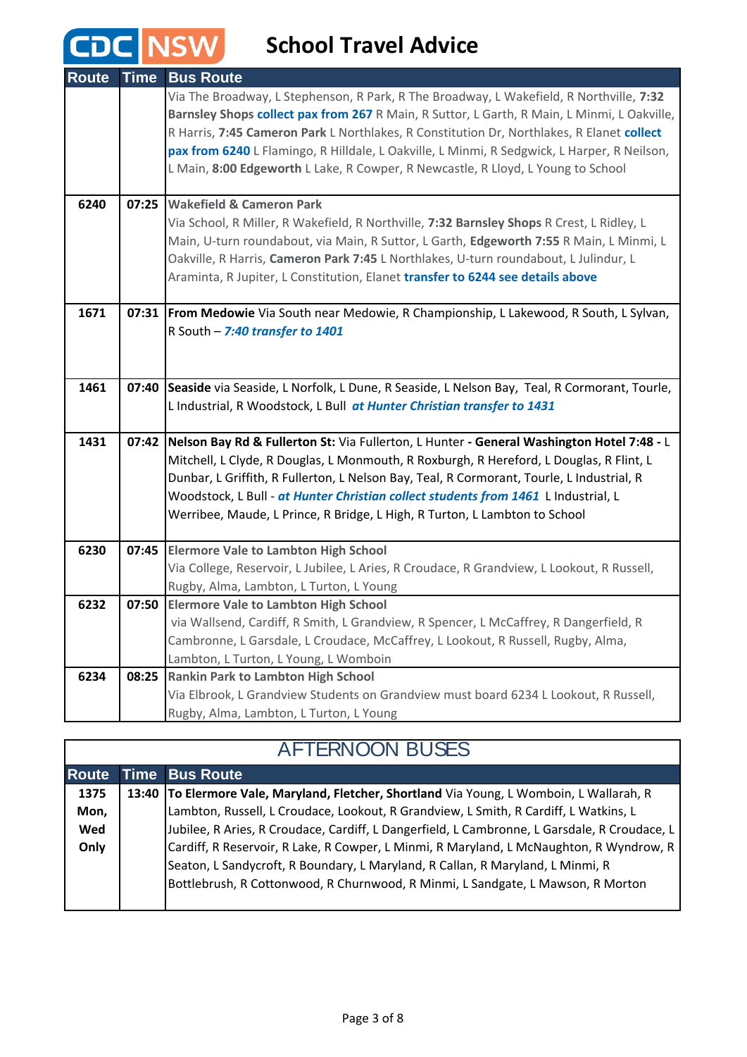# School Travel Advice

| Route | Time | Bus Route |
|---|---|---|
| | | Via The Broadway, L Stephenson, R Park, R The Broadway, L Wakefield, R Northville, **7:32 Barnsley Shops** **collect pax from 267** R Main, R Suttor, L Garth, R Main, L Minmi, L Oakville, R Harris, **7:45 Cameron Park** L Northlakes, R Constitution Dr, Northlakes, R Elanet **collect pax from 6240** L Flamingo, R Hilldale, L Oakville, L Minmi, R Sedgwick, L Harper, R Neilson, L Main, **8:00 Edgeworth** L Lake, R Cowper, R Newcastle, R Lloyd, L Young to School |
| **6240** | **07:25** | **Wakefield & Cameron Park** Via School, R Miller, R Wakefield, R Northville, **7:32 Barnsley Shops** R Crest, L Ridley, L Main, U-turn roundabout, via Main, R Suttor, L Garth, **Edgeworth 7:55** R Main, L Minmi, L Oakville, R Harris, **Cameron Park 7:45** L Northlakes, U-turn roundabout, L Julindur, L Araminta, R Jupiter, L Constitution, Elanet **transfer to 6244 see details above** |
| **1671** | **07:31** | **From Medowie** Via South near Medowie, R Championship, L Lakewood, R South, L Sylvan, R South – ***7:40 transfer to 1401*** |
| **1461** | **07:40** | **Seaside** via Seaside, L Norfolk, L Dune, R Seaside, L Nelson Bay, Teal, R Cormorant, Tourle, L Industrial, R Woodstock, L Bull ***at Hunter Christian transfer to 1431*** |
| **1431** | **07:42** | **Nelson Bay Rd & Fullerton St:** Via Fullerton, L Hunter - **General Washington Hotel 7:48 -** L Mitchell, L Clyde, R Douglas, L Monmouth, R Roxburgh, R Hereford, L Douglas, R Flint, L Dunbar, L Griffith, R Fullerton, L Nelson Bay, Teal, R Cormorant, Tourle, L Industrial, R Woodstock, L Bull - ***at Hunter Christian collect students from 1461*** L Industrial, L Werribee, Maude, L Prince, R Bridge, L High, R Turton, L Lambton to School |
| **6230** | **07:45** | **Elermore Vale to Lambton High School** Via College, Reservoir, L Jubilee, L Aries, R Croudace, R Grandview, L Lookout, R Russell, Rugby, Alma, Lambton, L Turton, L Young |
| **6232** | **07:50** | **Elermore Vale to Lambton High School** via Wallsend, Cardiff, R Smith, L Grandview, R Spencer, L McCaffrey, R Dangerfield, R Cambronne, L Garsdale, L Croudace, McCaffrey, L Lookout, R Russell, Rugby, Alma, Lambton, L Turton, L Young, L Womboin |
| **6234** | **08:25** | **Rankin Park to Lambton High School** Via Elbrook, L Grandview Students on Grandview must board 6234 L Lookout, R Russell, Rugby, Alma, Lambton, L Turton, L Young |

## AFTERNOON BUSES

| Route | Time | Bus Route |
|---|---|---|
| **1375 Mon, Wed Only** | **13:40** | **To Elermore Vale, Maryland, Fletcher, Shortland** Via Young, L Womboin, L Wallarah, R Lambton, Russell, L Croudace, Lookout, R Grandview, L Smith, R Cardiff, L Watkins, L Jubilee, R Aries, R Croudace, Cardiff, L Dangerfield, L Cambronne, L Garsdale, R Croudace, L Cardiff, R Reservoir, R Lake, R Cowper, L Minmi, R Maryland, L McNaughton, R Wyndrow, R Seaton, L Sandycroft, R Boundary, L Maryland, R Callan, R Maryland, L Minmi, R Bottlebrush, R Cottonwood, R Churnwood, R Minmi, L Sandgate, L Mawson, R Morton |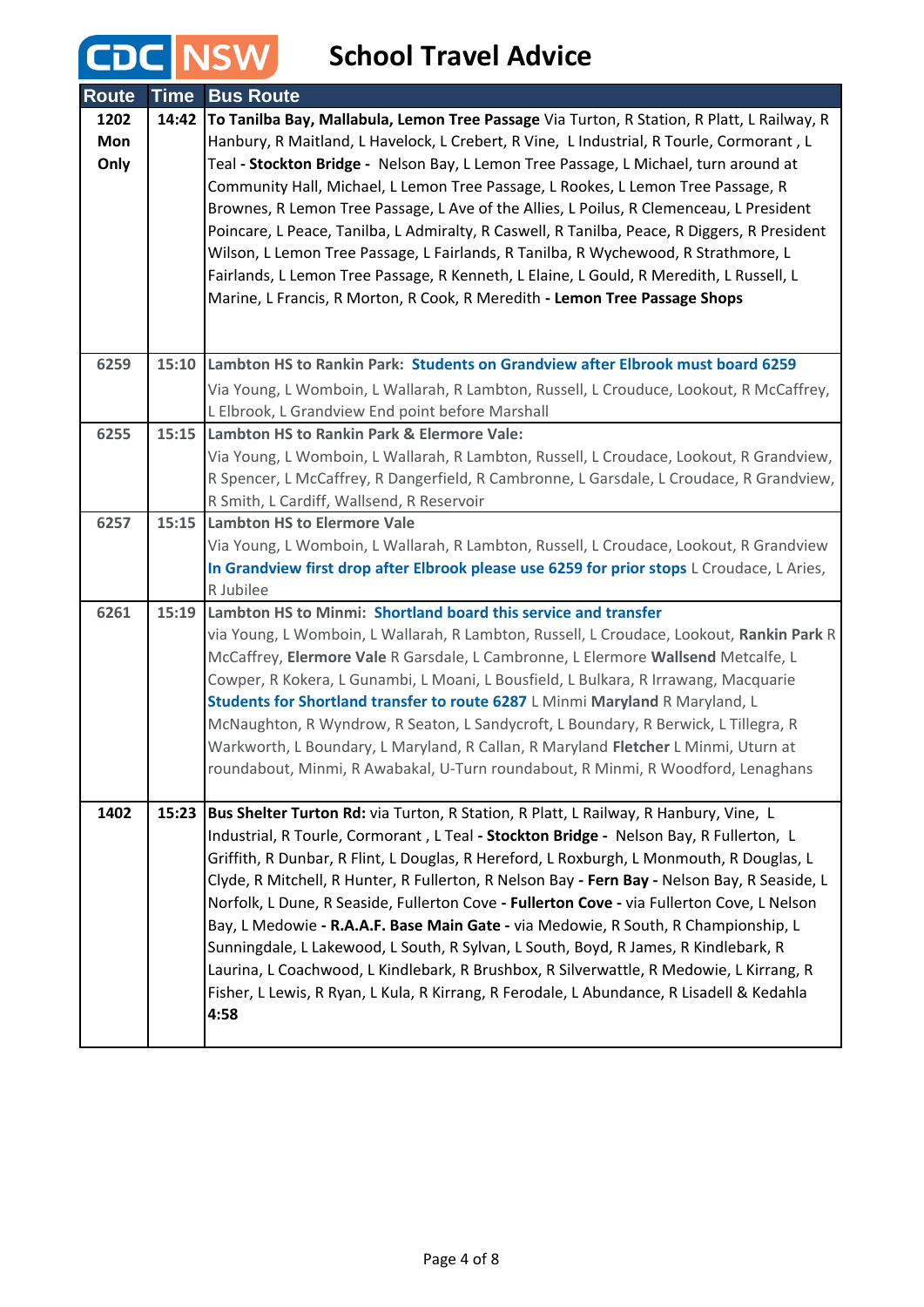# CDC NSW School Travel Advice

| Route | Time | Bus Route |
|---|---|---|
| 1202 Mon Only | 14:42 | **To Tanilba Bay, Mallabula, Lemon Tree Passage** Via Turton, R Station, R Platt, L Railway, R Hanbury, R Maitland, L Havelock, L Crebert, R Vine, L Industrial, R Tourle, Cormorant , L Teal **- Stockton Bridge -** Nelson Bay, L Lemon Tree Passage, L Michael, turn around at Community Hall, Michael, L Lemon Tree Passage, L Rookes, L Lemon Tree Passage, R Brownes, R Lemon Tree Passage, L Ave of the Allies, L Poilus, R Clemenceau, L President Poincare, L Peace, Tanilba, L Admiralty, R Caswell, R Tanilba, Peace, R Diggers, R President Wilson, L Lemon Tree Passage, L Fairlands, R Tanilba, R Wychewood, R Strathmore, L Fairlands, L Lemon Tree Passage, R Kenneth, L Elaine, L Gould, R Meredith, L Russell, L Marine, L Francis, R Morton, R Cook, R Meredith **- Lemon Tree Passage Shops** |
| 6259 | 15:10 | **Lambton HS to Rankin Park: Students on Grandview after Elbrook must board 6259** Via Young, L Womboin, L Wallarah, R Lambton, Russell, L Crouduce, Lookout, R McCaffrey, L Elbrook, L Grandview End point before Marshall |
| 6255 | 15:15 | **Lambton HS to Rankin Park & Elermore Vale:** Via Young, L Womboin, L Wallarah, R Lambton, Russell, L Croudace, Lookout, R Grandview, R Spencer, L McCaffrey, R Dangerfield, R Cambronne, L Garsdale, L Croudace, R Grandview, R Smith, L Cardiff, Wallsend, R Reservoir |
| 6257 | 15:15 | **Lambton HS to Elermore Vale** Via Young, L Womboin, L Wallarah, R Lambton, Russell, L Croudace, Lookout, R Grandview **In Grandview first drop after Elbrook please use 6259 for prior stops** L Croudace, L Aries, R Jubilee |
| 6261 | 15:19 | **Lambton HS to Minmi: Shortland board this service and transfer** via Young, L Womboin, L Wallarah, R Lambton, Russell, L Croudace, Lookout, **Rankin Park** R McCaffrey, **Elermore Vale** R Garsdale, L Cambronne, L Elermore **Wallsend** Metcalfe, L Cowper, R Kokera, L Gunambi, L Moani, L Bousfield, L Bulkara, R Irrawang, Macquarie **Students for Shortland transfer to route 6287** L Minmi **Maryland** R Maryland, L McNaughton, R Wyndrow, R Seaton, L Sandycroft, L Boundary, R Berwick, L Tillegra, R Warkworth, L Boundary, L Maryland, R Callan, R Maryland **Fletcher** L Minmi, Uturn at roundabout, Minmi, R Awabakal, U-Turn roundabout, R Minmi, R Woodford, Lenaghans |
| 1402 | 15:23 | **Bus Shelter Turton Rd:** via Turton, R Station, R Platt, L Railway, R Hanbury, Vine, L Industrial, R Tourle, Cormorant , L Teal **- Stockton Bridge -** Nelson Bay, R Fullerton, L Griffith, R Dunbar, R Flint, L Douglas, R Hereford, L Roxburgh, L Monmouth, R Douglas, L Clyde, R Mitchell, R Hunter, R Fullerton, R Nelson Bay **- Fern Bay -** Nelson Bay, R Seaside, L Norfolk, L Dune, R Seaside, Fullerton Cove **- Fullerton Cove -** via Fullerton Cove, L Nelson Bay, L Medowie **- R.A.A.F. Base Main Gate -** via Medowie, R South, R Championship, L Sunningdale, L Lakewood, L South, R Sylvan, L South, Boyd, R James, R Kindlebark, R Laurina, L Coachwood, L Kindlebark, R Brushbox, R Silverwattle, R Medowie, L Kirrang, R Fisher, L Lewis, R Ryan, L Kula, R Kirrang, R Ferodale, L Abundance, R Lisadell & Kedahla **4:58** |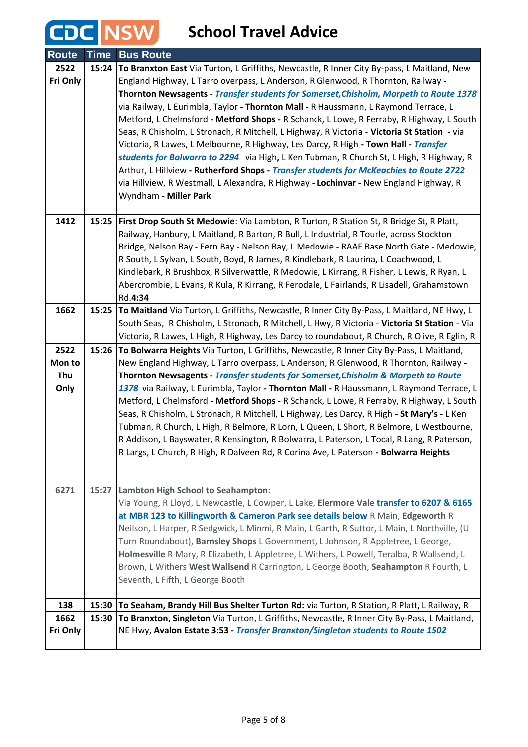# CDC NSW School Travel Advice

| Route | Time | Bus Route |
|---|---|---|
| 2522 Fri Only | 15:24 | **To Branxton East** Via Turton, L Griffiths, Newcastle, R Inner City By-pass, L Maitland, New England Highway, L Tarro overpass, L Anderson, R Glenwood, R Thornton, Railway - **Thornton Newsagents** - ***Transfer students for Somerset,Chisholm, Morpeth to Route 1378*** via Railway, L Eurimbla, Taylor - **Thornton Mall** - R Haussmann, L Raymond Terrace, L Metford, L Chelmsford - **Metford Shops** - R Schanck, L Lowe, R Ferraby, R Highway, L South Seas, R Chisholm, L Stronach, R Mitchell, L Highway, R Victoria - **Victoria St Station** - via Victoria, R Lawes, L Melbourne, R Highway, Les Darcy, R High - **Town Hall** - ***Transfer students for Bolwarra to 2294*** via High**,** L Ken Tubman, R Church St, L High, R Highway, R Arthur, L Hillview - **Rutherford Shops** - ***Transfer students for McKeachies to Route 2722*** via Hillview, R Westmall, L Alexandra, R Highway - **Lochinvar** - New England Highway, R Wyndham - **Miller Park** |
| 1412 | 15:25 | **First Drop South St Medowie**: Via Lambton, R Turton, R Station St, R Bridge St, R Platt, Railway, Hanbury, L Maitland, R Barton, R Bull, L Industrial, R Tourle, across Stockton Bridge, Nelson Bay - Fern Bay - Nelson Bay, L Medowie - RAAF Base North Gate - Medowie, R South, L Sylvan, L South, Boyd, R James, R Kindlebark, R Laurina, L Coachwood, L Kindlebark, R Brushbox, R Silverwattle, R Medowie, L Kirrang, R Fisher, L Lewis, R Ryan, L Abercrombie, L Evans, R Kula, R Kirrang, R Ferodale, L Fairlands, R Lisadell, Grahamstown Rd.**4:34** |
| 1662 | 15:25 | **To Maitland** Via Turton, L Griffiths, Newcastle, R Inner City By-Pass, L Maitland, NE Hwy, L South Seas, R Chisholm, L Stronach, R Mitchell, L Hwy, R Victoria - **Victoria St Station** - Via Victoria, R Lawes, L High, R Highway, Les Darcy to roundabout, R Church, R Olive, R Eglin, R |
| 2522 Mon to Thu Only | 15:26 | **To Bolwarra Heights** Via Turton, L Griffiths, Newcastle, R Inner City By-Pass, L Maitland, New England Highway, L Tarro overpass, L Anderson, R Glenwood, R Thornton, Railway - **Thornton Newsagents** - ***Transfer students for Somerset,Chisholm & Morpeth to Route 1378*** via Railway, L Eurimbla, Taylor - **Thornton Mall** - R Haussmann, L Raymond Terrace, L Metford, L Chelmsford - **Metford Shops** - R Schanck, L Lowe, R Ferraby, R Highway, L South Seas, R Chisholm, L Stronach, R Mitchell, L Highway, Les Darcy, R High - **St Mary's** - L Ken Tubman, R Church, L High, R Belmore, R Lorn, L Queen, L Short, R Belmore, L Westbourne, R Addison, L Bayswater, R Kensington, R Bolwarra, L Paterson, L Tocal, R Lang, R Paterson, R Largs, L Church, R High, R Dalveen Rd, R Corina Ave, L Paterson - **Bolwarra Heights** |
| 6271 | 15:27 | **Lambton High School to Seahampton:** Via Young, R Lloyd, L Newcastle, L Cowper, L Lake, **Elermore Vale transfer to 6207 & 6165 at MBR 123 to Killingworth & Cameron Park see details below** R Main, **Edgeworth** R Neilson, L Harper, R Sedgwick, L Minmi, R Main, L Garth, R Suttor, L Main, L Northville, (U Turn Roundabout), **Barnsley Shops** L Government, L Johnson, R Appletree, L George, **Holmesville** R Mary, R Elizabeth, L Appletree, L Withers, L Powell, Teralba, R Wallsend, L Brown, L Withers **West Wallsend** R Carrington, L George Booth, **Seahampton** R Fourth, L Seventh, L Fifth, L George Booth |
| 138 | 15:30 | **To Seaham, Brandy Hill Bus Shelter Turton Rd:** via Turton, R Station, R Platt, L Railway, R |
| 1662 Fri Only | 15:30 | **To Branxton, Singleton** Via Turton, L Griffiths, Newcastle, R Inner City By-Pass, L Maitland, NE Hwy, **Avalon Estate 3:53** - ***Transfer Branxton/Singleton students to Route 1502*** |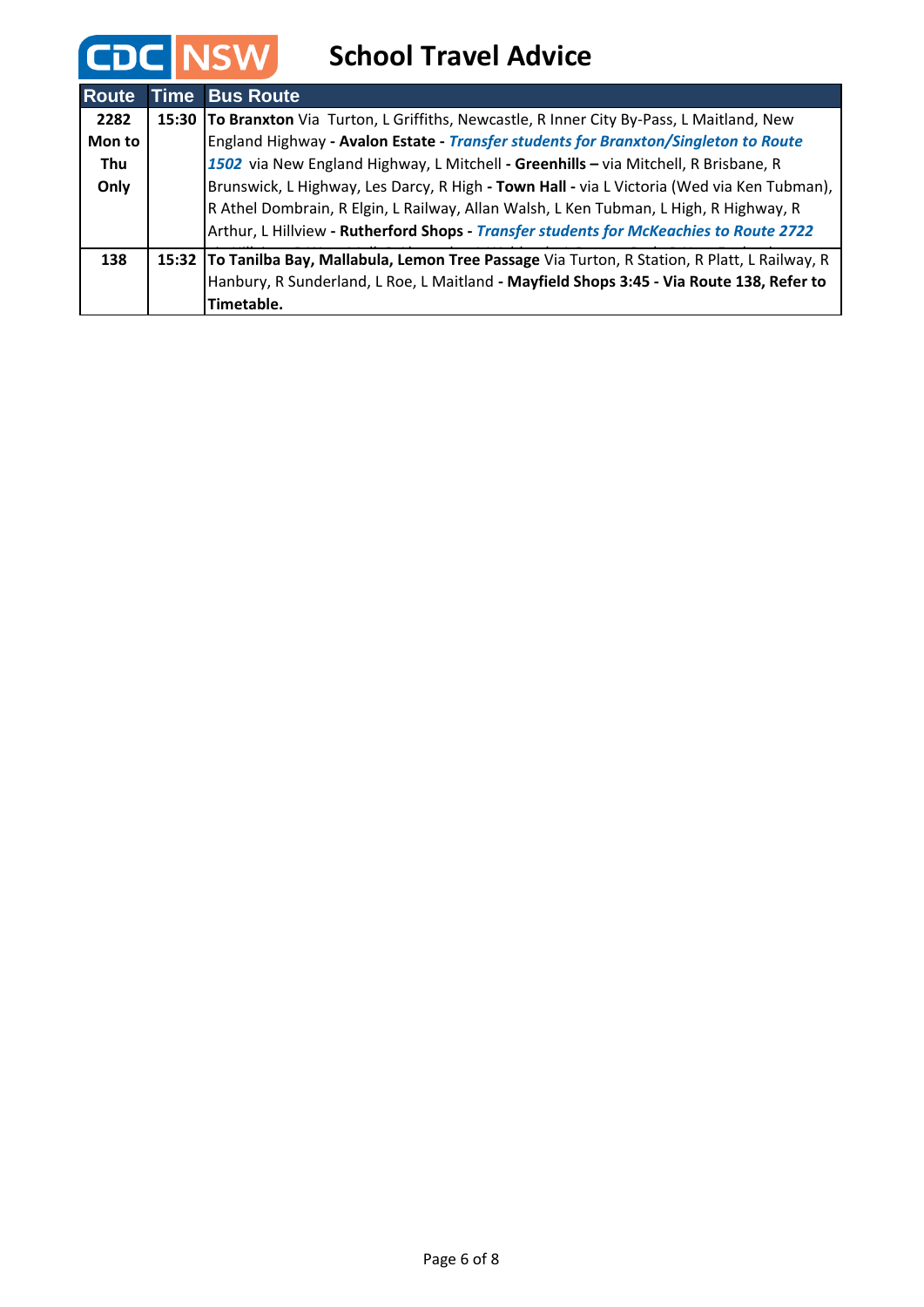# School Travel Advice

| Route | Time | Bus Route |
|---|---|---|
| **2282 Mon to Thu Only** | **15:30** | **To Branxton** Via Turton, L Griffiths, Newcastle, R Inner City By-Pass, L Maitland, New England Highway - **Avalon Estate** - ***Transfer students for Branxton/Singleton to Route 1502*** via New England Highway, L Mitchell - **Greenhills –** via Mitchell, R Brisbane, R Brunswick, L Highway, Les Darcy, R High - **Town Hall -** via L Victoria (Wed via Ken Tubman), R Athel Dombrain, R Elgin, L Railway, Allan Walsh, L Ken Tubman, L High, R Highway, R Arthur, L Hillview - **Rutherford Shops -** ***Transfer students for McKeachies to Route 2722*** |
| **138** | **15:32** | **To Tanilba Bay, Mallabula, Lemon Tree Passage** Via Turton, R Station, R Platt, L Railway, R Hanbury, R Sunderland, L Roe, L Maitland - **Mayfield Shops 3:45 - Via Route 138, Refer to Timetable.** |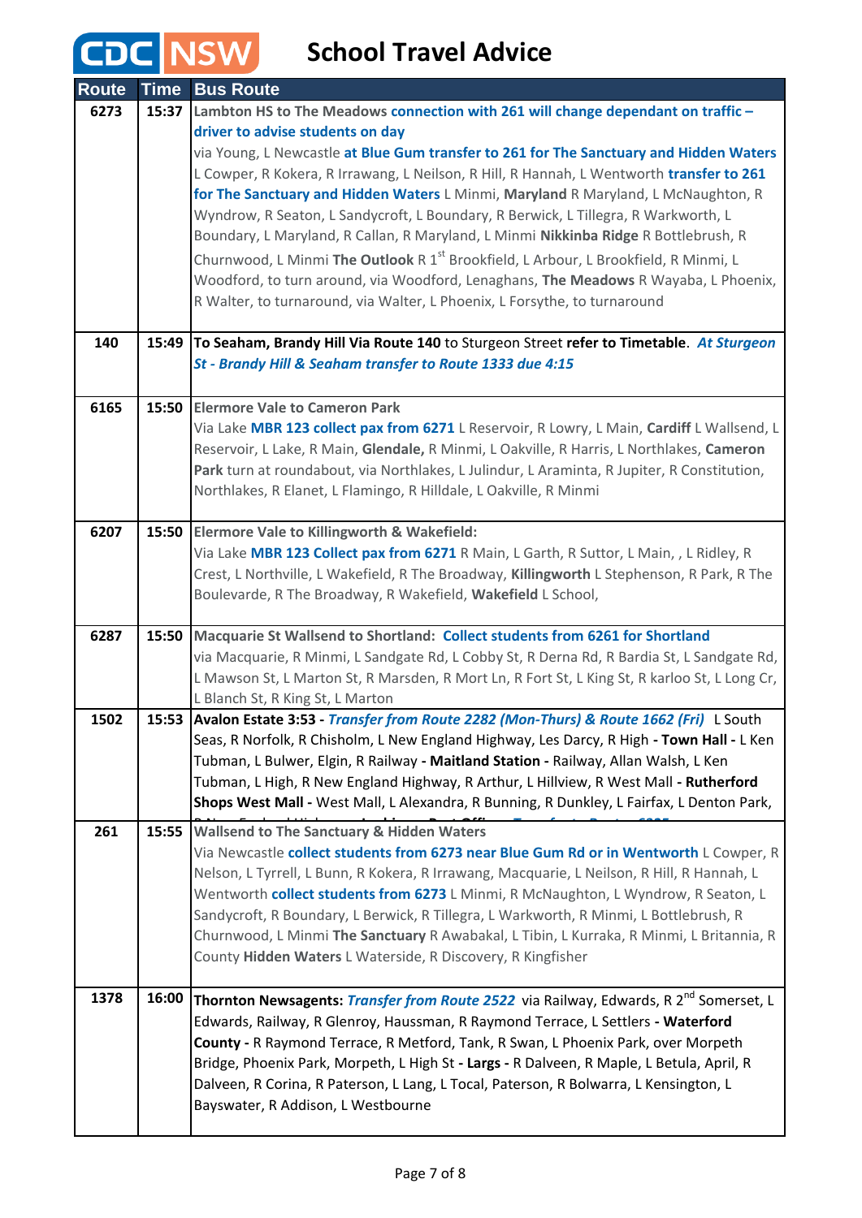# School Travel Advice

| Route | Time | Bus Route |
|---|---|---|
| 6273 | 15:37 | **Lambton HS to The Meadows** **connection with 261 will change dependant on traffic – driver to advise students on day** via Young, L Newcastle **at Blue Gum transfer to 261 for The Sanctuary and Hidden Waters** L Cowper, R Kokera, R Irrawang, L Neilson, R Hill, R Hannah, L Wentworth **transfer to 261 for The Sanctuary and Hidden Waters** L Minmi, **Maryland** R Maryland, L McNaughton, R Wyndrow, R Seaton, L Sandycroft, L Boundary, R Berwick, L Tillegra, R Warkworth, L Boundary, L Maryland, R Callan, R Maryland, L Minmi **Nikkinba Ridge** R Bottlebrush, R Churnwood, L Minmi **The Outlook** R 1st Brookfield, L Arbour, L Brookfield, R Minmi, L Woodford, to turn around, via Woodford, Lenaghans, **The Meadows** R Wayaba, L Phoenix, R Walter, to turnaround, via Walter, L Phoenix, L Forsythe, to turnaround |
| 140 | 15:49 | **To Seaham, Brandy Hill Via Route 140** to Sturgeon Street **refer to Timetable**. ***At Sturgeon St - Brandy Hill & Seaham transfer to Route 1333 due 4:15*** |
| 6165 | 15:50 | **Elermore Vale to Cameron Park** Via Lake **MBR 123 collect pax from 6271** L Reservoir, R Lowry, L Main, **Cardiff** L Wallsend, L Reservoir, L Lake, R Main, **Glendale,** R Minmi, L Oakville, R Harris, L Northlakes, **Cameron Park** turn at roundabout, via Northlakes, L Julindur, L Araminta, R Jupiter, R Constitution, Northlakes, R Elanet, L Flamingo, R Hilldale, L Oakville, R Minmi |
| 6207 | 15:50 | **Elermore Vale to Killingworth & Wakefield:** Via Lake **MBR 123 Collect pax from 6271** R Main, L Garth, R Suttor, L Main, , L Ridley, R Crest, L Northville, L Wakefield, R The Broadway, **Killingworth** L Stephenson, R Park, R The Boulevarde, R The Broadway, R Wakefield, **Wakefield** L School, |
| 6287 | 15:50 | **Macquarie St Wallsend to Shortland:** **Collect students from 6261 for Shortland** via Macquarie, R Minmi, L Sandgate Rd, L Cobby St, R Derna Rd, R Bardia St, L Sandgate Rd, L Mawson St, L Marton St, R Marsden, R Mort Ln, R Fort St, L King St, R karloo St, L Long Cr, L Blanch St, R King St, L Marton |
| 1502 | 15:53 | **Avalon Estate 3:53 -** ***Transfer from Route 2282 (Mon-Thurs) & Route 1662 (Fri)*** L South Seas, R Norfolk, R Chisholm, L New England Highway, Les Darcy, R High **- Town Hall -** L Ken Tubman, L Bulwer, Elgin, R Railway **- Maitland Station -** Railway, Allan Walsh, L Ken Tubman, L High, R New England Highway, R Arthur, L Hillview, R West Mall **- Rutherford Shops West Mall -** West Mall, L Alexandra, R Bunning, R Dunkley, L Fairfax, L Denton Park, |
| 261 | 15:55 | **Wallsend to The Sanctuary & Hidden Waters** Via Newcastle **collect students from 6273 near Blue Gum Rd or in Wentworth** L Cowper, R Nelson, L Tyrrell, L Bunn, R Kokera, R Irrawang, Macquarie, L Neilson, R Hill, R Hannah, L Wentworth **collect students from 6273** L Minmi, R McNaughton, L Wyndrow, R Seaton, L Sandycroft, R Boundary, L Berwick, R Tillegra, L Warkworth, R Minmi, L Bottlebrush, R Churnwood, L Minmi **The Sanctuary** R Awabakal, L Tibin, L Kurraka, R Minmi, L Britannia, R County **Hidden Waters** L Waterside, R Discovery, R Kingfisher |
| 1378 | 16:00 | **Thornton Newsagents:** ***Transfer from Route 2522*** via Railway, Edwards, R 2nd Somerset, L Edwards, Railway, R Glenroy, Haussman, R Raymond Terrace, L Settlers **- Waterford County -** R Raymond Terrace, R Metford, Tank, R Swan, L Phoenix Park, over Morpeth Bridge, Phoenix Park, Morpeth, L High St **- Largs -** R Dalveen, R Maple, L Betula, April, R Dalveen, R Corina, R Paterson, L Lang, L Tocal, Paterson, R Bolwarra, L Kensington, L Bayswater, R Addison, L Westbourne |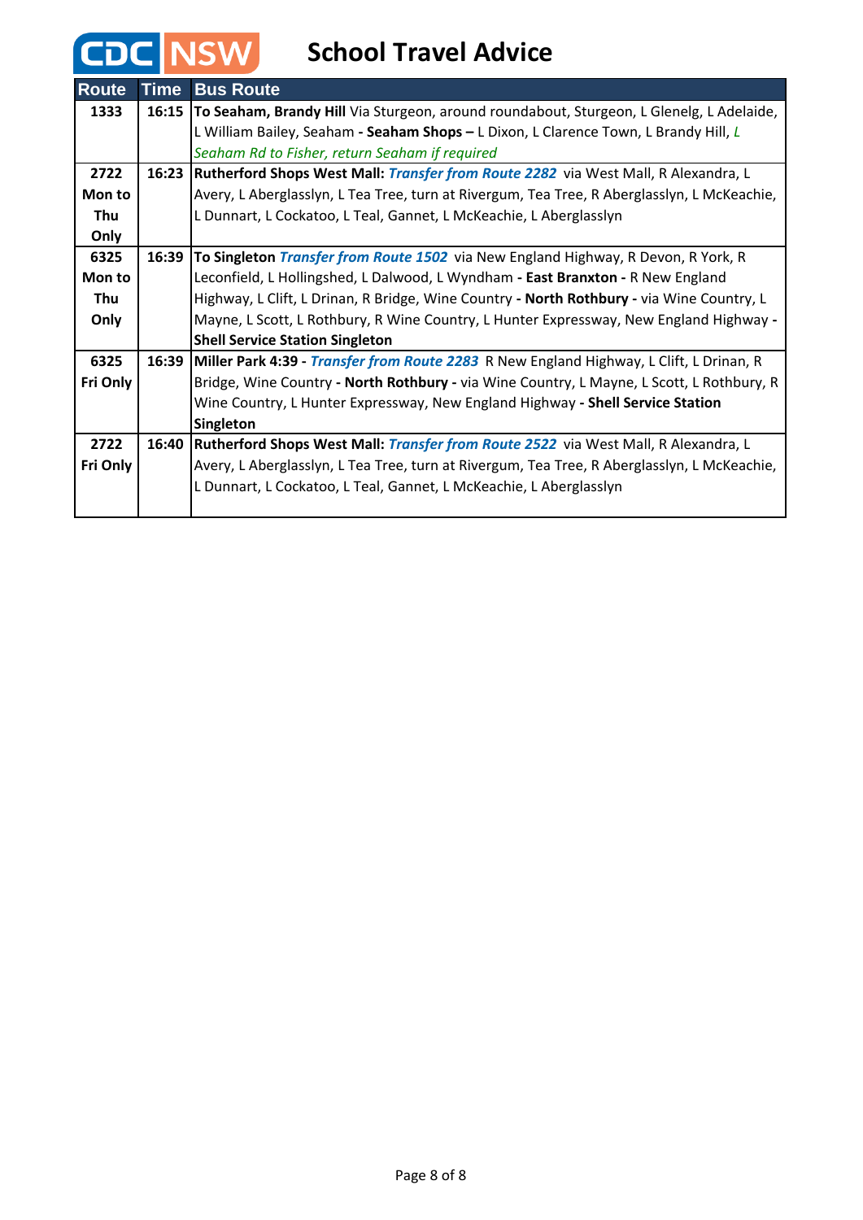# School Travel Advice

| Route | Time | Bus Route |
|---|---|---|
| 1333 | 16:15 | **To Seaham, Brandy Hill** Via Sturgeon, around roundabout, Sturgeon, L Glenelg, L Adelaide, L William Bailey, Seaham - **Seaham Shops –** L Dixon, L Clarence Town, L Brandy Hill, *L Seaham Rd to Fisher, return Seaham if required* |
| 2722 Mon to Thu Only | 16:23 | **Rutherford Shops West Mall:** ***Transfer from Route 2282*** via West Mall, R Alexandra, L Avery, L Aberglasslyn, L Tea Tree, turn at Rivergum, Tea Tree, R Aberglasslyn, L McKeachie, L Dunnart, L Cockatoo, L Teal, Gannet, L McKeachie, L Aberglasslyn |
| 6325 Mon to Thu Only | 16:39 | **To Singleton** ***Transfer from Route 1502*** via New England Highway, R Devon, R York, R Leconfield, L Hollingshed, L Dalwood, L Wyndham **- East Branxton -** R New England Highway, L Clift, L Drinan, R Bridge, Wine Country **- North Rothbury -** via Wine Country, L Mayne, L Scott, L Rothbury, R Wine Country, L Hunter Expressway, New England Highway **- Shell Service Station Singleton** |
| 6325 Fri Only | 16:39 | **Miller Park 4:39 -** ***Transfer from Route 2283*** R New England Highway, L Clift, L Drinan, R Bridge, Wine Country - **North Rothbury -** via Wine Country, L Mayne, L Scott, L Rothbury, R Wine Country, L Hunter Expressway, New England Highway - **Shell Service Station Singleton** |
| 2722 Fri Only | 16:40 | **Rutherford Shops West Mall:** ***Transfer from Route 2522*** via West Mall, R Alexandra, L Avery, L Aberglasslyn, L Tea Tree, turn at Rivergum, Tea Tree, R Aberglasslyn, L McKeachie, L Dunnart, L Cockatoo, L Teal, Gannet, L McKeachie, L Aberglasslyn |